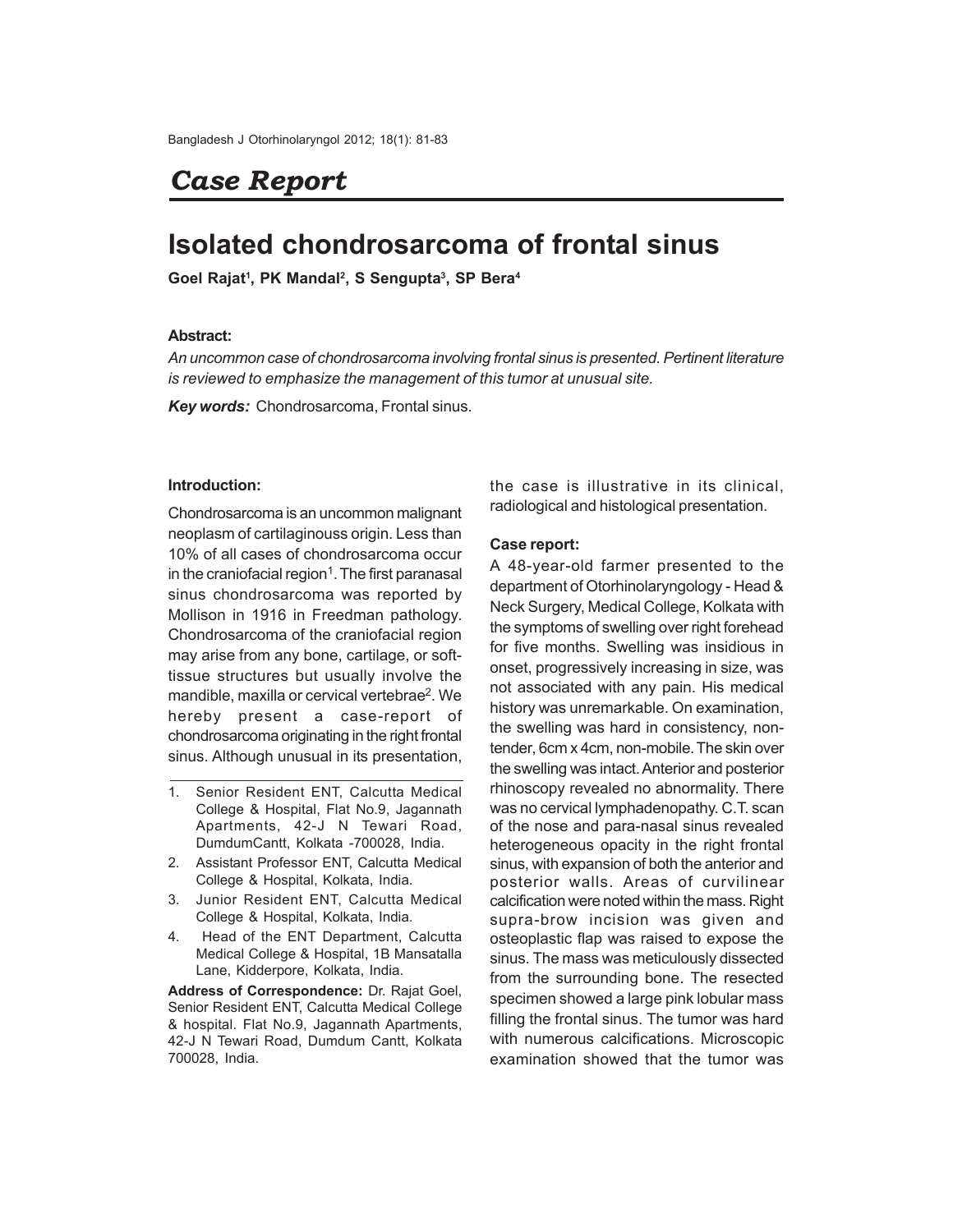## *Case Report*

# Isolated chondrosarcoma of frontal sinus

**Goel Rajat[1], PK Mandal[2], S Sengupta[3], SP Bera[4]**

### Abstract:

*An uncommon case of chondrosarcoma involving frontal sinus is presented. Pertinent literature is reviewed to emphasize the management of this tumor at unusual site.*

***Key words:*** Chondrosarcoma, Frontal sinus.

### Introduction:

Chondrosarcoma is an uncommon malignant neoplasm of cartilaginouss origin. Less than 10% of all cases of chondrosarcoma occur in the craniofacial region[1]. The first paranasal sinus chondrosarcoma was reported by Mollison in 1916 in Freedman pathology. Chondrosarcoma of the craniofacial region may arise from any bone, cartilage, or soft-tissue structures but usually involve the mandible, maxilla or cervical vertebrae[2]. We hereby present a case-report of chondrosarcoma originating in the right frontal sinus. Although unusual in its presentation, the case is illustrative in its clinical, radiological and histological presentation.

1. Senior Resident ENT, Calcutta Medical College & Hospital, Flat No.9, Jagannath Apartments, 42-J N Tewari Road, DumdumCantt, Kolkata -700028, India.
2. Assistant Professor ENT, Calcutta Medical College & Hospital, Kolkata, India.
3. Junior Resident ENT, Calcutta Medical College & Hospital, Kolkata, India.
4. Head of the ENT Department, Calcutta Medical College & Hospital, 1B Mansatalla Lane, Kidderpore, Kolkata, India.

**Address of Correspondence:** Dr. Rajat Goel, Senior Resident ENT, Calcutta Medical College & hospital. Flat No.9, Jagannath Apartments, 42-J N Tewari Road, Dumdum Cantt, Kolkata 700028, India.

### Case report:

A 48-year-old farmer presented to the department of Otorhinolaryngology - Head & Neck Surgery, Medical College, Kolkata with the symptoms of swelling over right forehead for five months. Swelling was insidious in onset, progressively increasing in size, was not associated with any pain. His medical history was unremarkable. On examination, the swelling was hard in consistency, non-tender, 6cm x 4cm, non-mobile. The skin over the swelling was intact. Anterior and posterior rhinoscopy revealed no abnormality. There was no cervical lymphadenopathy. C.T. scan of the nose and para-nasal sinus revealed heterogeneous opacity in the right frontal sinus, with expansion of both the anterior and posterior walls. Areas of curvilinear calcification were noted within the mass. Right supra-brow incision was given and osteoplastic flap was raised to expose the sinus. The mass was meticulously dissected from the surrounding bone. The resected specimen showed a large pink lobular mass filling the frontal sinus. The tumor was hard with numerous calcifications. Microscopic examination showed that the tumor was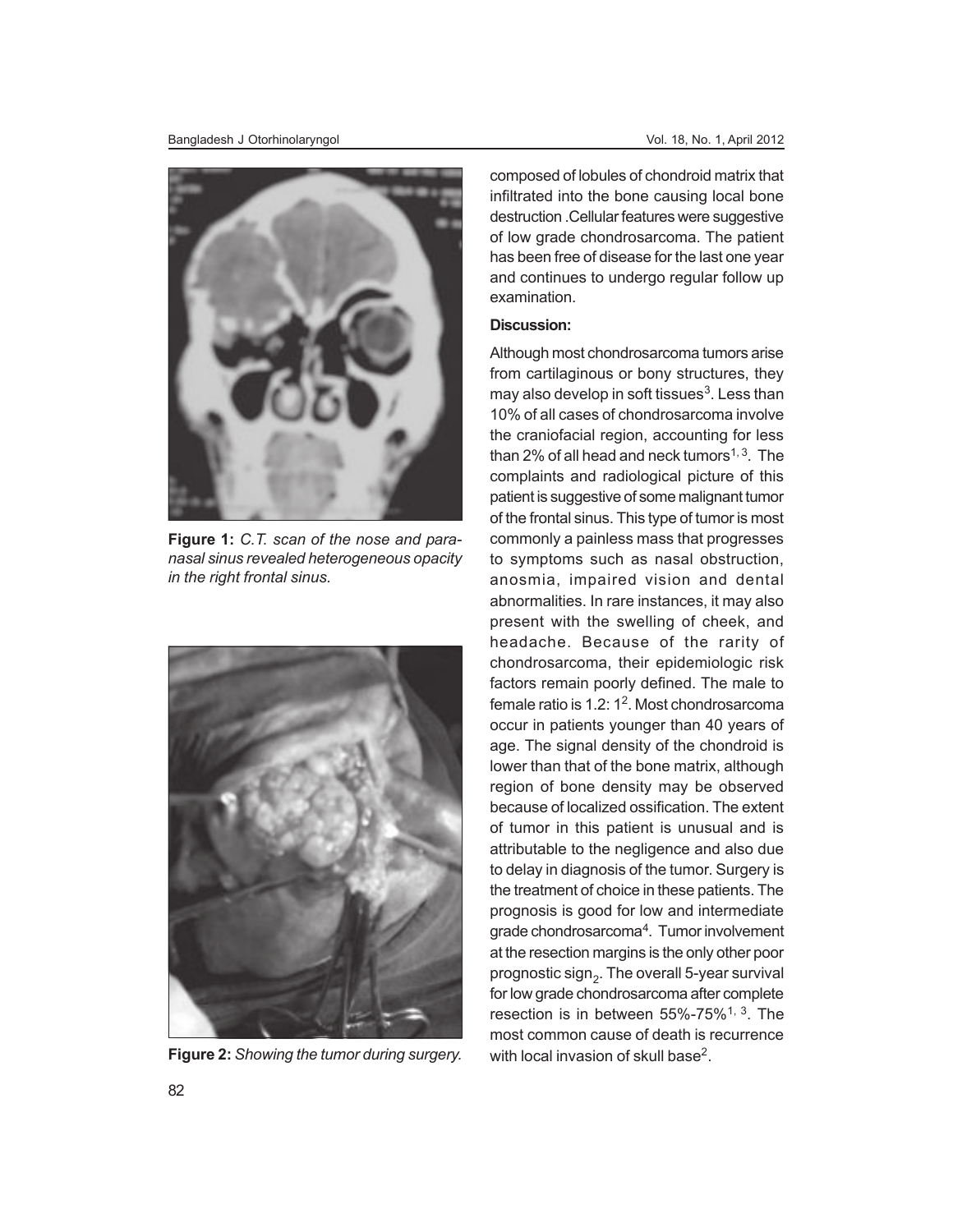**Figure 1:** *C.T. scan of the nose and paranasal sinus revealed heterogeneous opacity in the right frontal sinus.*

**Figure 2:** *Showing the tumor during surgery.*

composed of lobules of chondroid matrix that infiltrated into the bone causing local bone destruction .Cellular features were suggestive of low grade chondrosarcoma. The patient has been free of disease for the last one year and continues to undergo regular follow up examination.

**Discussion:**

Although most chondrosarcoma tumors arise from cartilaginous or bony structures, they may also develop in soft tissues[3]. Less than 10% of all cases of chondrosarcoma involve the craniofacial region, accounting for less than 2% of all head and neck tumors[1, 3]. The complaints and radiological picture of this patient is suggestive of some malignant tumor of the frontal sinus. This type of tumor is most commonly a painless mass that progresses to symptoms such as nasal obstruction, anosmia, impaired vision and dental abnormalities. In rare instances, it may also present with the swelling of cheek, and headache. Because of the rarity of chondrosarcoma, their epidemiologic risk factors remain poorly defined. The male to female ratio is 1.2: 1[2]. Most chondrosarcoma occur in patients younger than 40 years of age. The signal density of the chondroid is lower than that of the bone matrix, although region of bone density may be observed because of localized ossification. The extent of tumor in this patient is unusual and is attributable to the negligence and also due to delay in diagnosis of the tumor. Surgery is the treatment of choice in these patients. The prognosis is good for low and intermediate grade chondrosarcoma[4]. Tumor involvement at the resection margins is the only other poor prognostic sign[2]. The overall 5-year survival for low grade chondrosarcoma after complete resection is in between 55%-75%[1, 3]. The most common cause of death is recurrence with local invasion of skull base[2].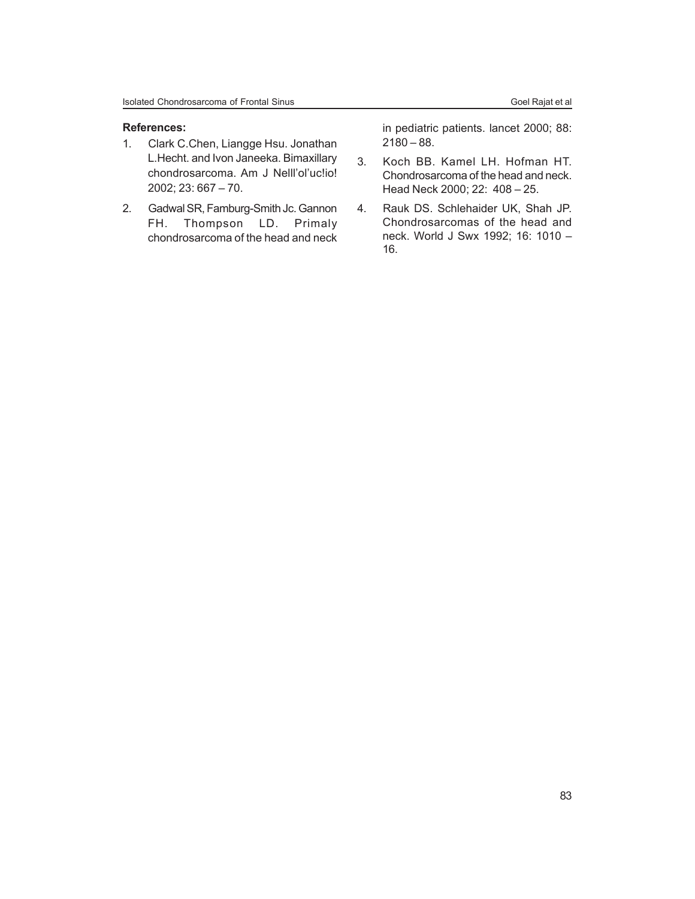**References:**

1. Clark C.Chen, Liangge Hsu. Jonathan L.Hecht. and Ivon Janeeka. Bimaxillary chondrosarcoma. Am J Nelll'ol'uc!io! 2002; 23: 667 – 70.

2. Gadwal SR, Famburg-Smith Jc. Gannon FH. Thompson LD. Primaly chondrosarcoma of the head and neck in pediatric patients. lancet 2000; 88: 2180 – 88.

3. Koch BB. Kamel LH. Hofman HT. Chondrosarcoma of the head and neck. Head Neck 2000; 22: 408 – 25.

4. Rauk DS. Schlehaider UK, Shah JP. Chondrosarcomas of the head and neck. World J Swx 1992; 16: 1010 – 16.